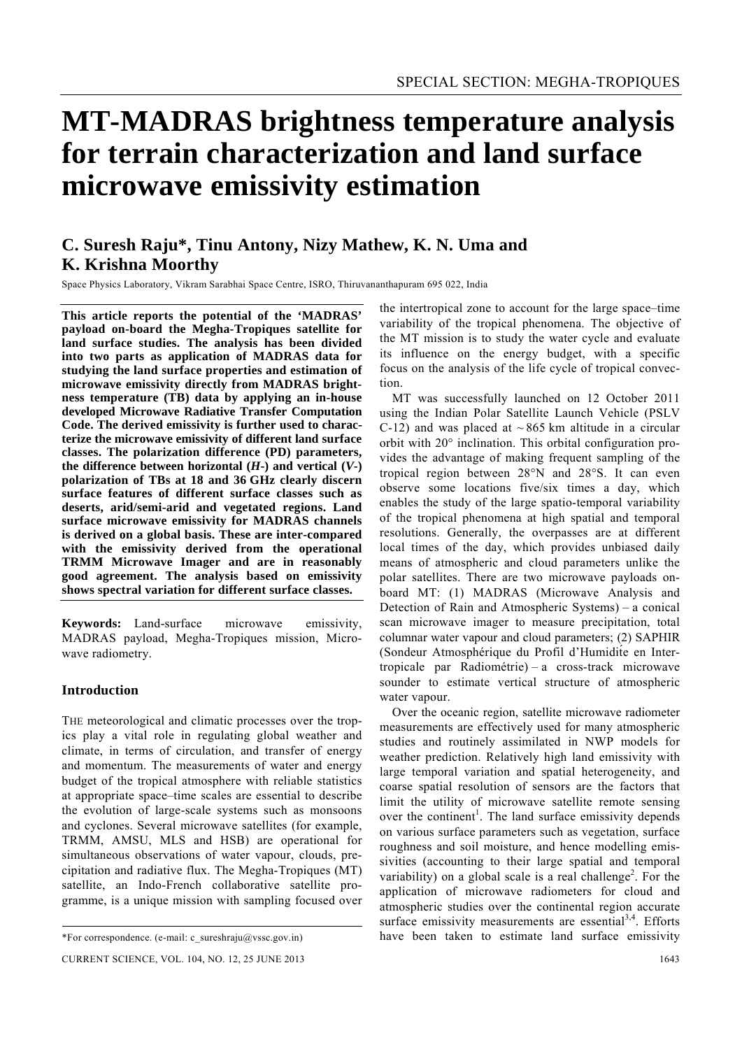# MT-MADRAS brightness temperature analysis for terrain characterization and land surface microwave emissivity estimation

## C. Suresh Raju*, Tinu Antony, Nizy Mathew, K. N. Uma and K. Krishna Moorthy

Space Physics Laboratory, Vikram Sarabhai Space Centre, ISRO, Thiruvananthapuram 695 022, India

**This article reports the potential of the 'MADRAS' payload on-board the Megha-Tropiques satellite for land surface studies. The analysis has been divided into two parts as application of MADRAS data for studying the land surface properties and estimation of microwave emissivity directly from MADRAS brightness temperature (TB) data by applying an in-house developed Microwave Radiative Transfer Computation Code. The derived emissivity is further used to characterize the microwave emissivity of different land surface classes. The polarization difference (PD) parameters, the difference between horizontal (*H*-) and vertical (*V*-) polarization of TBs at 18 and 36 GHz clearly discern surface features of different surface classes such as deserts, arid/semi-arid and vegetated regions. Land surface microwave emissivity for MADRAS channels is derived on a global basis. These are inter-compared with the emissivity derived from the operational TRMM Microwave Imager and are in reasonably good agreement. The analysis based on emissivity shows spectral variation for different surface classes.**

**Keywords:** Land-surface microwave emissivity, MADRAS payload, Megha-Tropiques mission, Microwave radiometry.

### Introduction

THE meteorological and climatic processes over the tropics play a vital role in regulating global weather and climate, in terms of circulation, and transfer of energy and momentum. The measurements of water and energy budget of the tropical atmosphere with reliable statistics at appropriate space–time scales are essential to describe the evolution of large-scale systems such as monsoons and cyclones. Several microwave satellites (for example, TRMM, AMSU, MLS and HSB) are operational for simultaneous observations of water vapour, clouds, precipitation and radiative flux. The Megha-Tropiques (MT) satellite, an Indo-French collaborative satellite programme, is a unique mission with sampling focused over the intertropical zone to account for the large space–time variability of the tropical phenomena. The objective of the MT mission is to study the water cycle and evaluate its influence on the energy budget, with a specific focus on the analysis of the life cycle of tropical convection.

MT was successfully launched on 12 October 2011 using the Indian Polar Satellite Launch Vehicle (PSLV C-12) and was placed at ~ 865 km altitude in a circular orbit with 20° inclination. This orbital configuration provides the advantage of making frequent sampling of the tropical region between 28°N and 28°S. It can even observe some locations five/six times a day, which enables the study of the large spatio-temporal variability of the tropical phenomena at high spatial and temporal resolutions. Generally, the overpasses are at different local times of the day, which provides unbiased daily means of atmospheric and cloud parameters unlike the polar satellites. There are two microwave payloads onboard MT: (1) MADRAS (Microwave Analysis and Detection of Rain and Atmospheric Systems) – a conical scan microwave imager to measure precipitation, total columnar water vapour and cloud parameters; (2) SAPHIR (Sondeur Atmosphérique du Profil d'Humidité en Intertropicale par Radiométrie) – a cross-track microwave sounder to estimate vertical structure of atmospheric water vapour.

Over the oceanic region, satellite microwave radiometer measurements are effectively used for many atmospheric studies and routinely assimilated in NWP models for weather prediction. Relatively high land emissivity with large temporal variation and spatial heterogeneity, and coarse spatial resolution of sensors are the factors that limit the utility of microwave satellite remote sensing over the continent[1]. The land surface emissivity depends on various surface parameters such as vegetation, surface roughness and soil moisture, and hence modelling emissivities (accounting to their large spatial and temporal variability) on a global scale is a real challenge[2]. For the application of microwave radiometers for cloud and atmospheric studies over the continental region accurate surface emissivity measurements are essential[3,4]. Efforts have been taken to estimate land surface emissivity

*For correspondence. (e-mail: c_sureshraju@vssc.gov.in)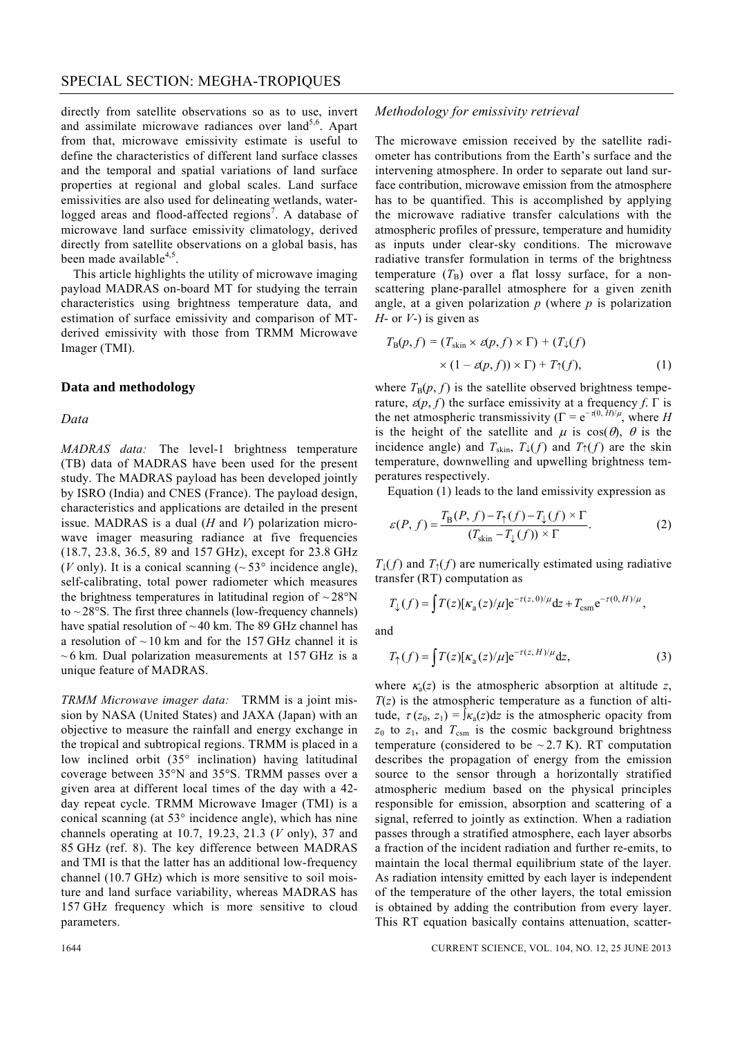directly from satellite observations so as to use, invert and assimilate microwave radiances over land[5,6]. Apart from that, microwave emissivity estimate is useful to define the characteristics of different land surface classes and the temporal and spatial variations of land surface properties at regional and global scales. Land surface emissivities are also used for delineating wetlands, water-logged areas and flood-affected regions[7]. A database of microwave land surface emissivity climatology, derived directly from satellite observations on a global basis, has been made available[4,5].

This article highlights the utility of microwave imaging payload MADRAS on-board MT for studying the terrain characteristics using brightness temperature data, and estimation of surface emissivity and comparison of MT-derived emissivity with those from TRMM Microwave Imager (TMI).

## Data and methodology

### *Data*

*MADRAS data:* The level-1 brightness temperature (TB) data of MADRAS have been used for the present study. The MADRAS payload has been developed jointly by ISRO (India) and CNES (France). The payload design, characteristics and applications are detailed in the present issue. MADRAS is a dual (*H* and *V*) polarization microwave imager measuring radiance at five frequencies (18.7, 23.8, 36.5, 89 and 157 GHz), except for 23.8 GHz (*V* only). It is a conical scanning (~ 53° incidence angle), self-calibrating, total power radiometer which measures the brightness temperatures in latitudinal region of ~ 28°N to ~ 28°S. The first three channels (low-frequency channels) have spatial resolution of ~ 40 km. The 89 GHz channel has a resolution of ~ 10 km and for the 157 GHz channel it is ~ 6 km. Dual polarization measurements at 157 GHz is a unique feature of MADRAS.

*TRMM Microwave imager data:* TRMM is a joint mission by NASA (United States) and JAXA (Japan) with an objective to measure the rainfall and energy exchange in the tropical and subtropical regions. TRMM is placed in a low inclined orbit (35° inclination) having latitudinal coverage between 35°N and 35°S. TRMM passes over a given area at different local times of the day with a 42-day repeat cycle. TRMM Microwave Imager (TMI) is a conical scanning (at 53° incidence angle), which has nine channels operating at 10.7, 19.23, 21.3 (*V* only), 37 and 85 GHz (ref. 8). The key difference between MADRAS and TMI is that the latter has an additional low-frequency channel (10.7 GHz) which is more sensitive to soil moisture and land surface variability, whereas MADRAS has 157 GHz frequency which is more sensitive to cloud parameters.

### *Methodology for emissivity retrieval*

The microwave emission received by the satellite radiometer has contributions from the Earth's surface and the intervening atmosphere. In order to separate out land surface contribution, microwave emission from the atmosphere has to be quantified. This is accomplished by applying the microwave radiative transfer calculations with the atmospheric profiles of pressure, temperature and humidity as inputs under clear-sky conditions. The microwave radiative transfer formulation in terms of the brightness temperature ($T_B$) over a flat lossy surface, for a non-scattering plane-parallel atmosphere for a given zenith angle, at a given polarization *p* (where *p* is polarization *H*- or *V*-) is given as

$$T_B(p, f) = (T_{skin} \times \varepsilon(p, f) \times \Gamma) + (T_{\downarrow}(f) \times (1 - \varepsilon(p, f)) \times \Gamma) + T_{\uparrow}(f), \quad (1)$$

where $T_B(p, f)$ is the satellite observed brightness temperature, $\varepsilon(p, f)$ the surface emissivity at a frequency *f*. $\Gamma$ is the net atmospheric transmissivity ($\Gamma = e^{-\tau(0, H)/\mu}$, where *H* is the height of the satellite and $\mu$ is $\cos(\theta)$, $\theta$ is the incidence angle) and $T_{skin}$, $T_{\downarrow}(f)$ and $T_{\uparrow}(f)$ are the skin temperature, downwelling and upwelling brightness temperatures respectively.

Equation (1) leads to the land emissivity expression as

$$\varepsilon(P, f) = \frac{T_B(P, f) - T_{\uparrow}(f) - T_{\downarrow}(f) \times \Gamma}{(T_{skin} - T_{\downarrow}(f)) \times \Gamma}. \quad (2)$$

$T_{\downarrow}(f)$ and $T_{\uparrow}(f)$ are numerically estimated using radiative transfer (RT) computation as

$$T_{\downarrow}(f) = \int T(z)[\kappa_a(z)/\mu]e^{-\tau(z, 0)/\mu}dz + T_{csm}e^{-\tau(0, H)/\mu},$$

and

$$T_{\uparrow}(f) = \int T(z)[\kappa_a(z)/\mu]e^{-\tau(z, H)/\mu}dz, \quad (3)$$

where $\kappa_a(z)$ is the atmospheric absorption at altitude *z*, $T(z)$ is the atmospheric temperature as a function of altitude, $\tau(z_0, z_1) = \int \kappa_a(z)dz$ is the atmospheric opacity from $z_0$ to $z_1$, and $T_{csm}$ is the cosmic background brightness temperature (considered to be ~ 2.7 K). RT computation describes the propagation of energy from the emission source to the sensor through a horizontally stratified atmospheric medium based on the physical principles responsible for emission, absorption and scattering of a signal, referred to jointly as extinction. When a radiation passes through a stratified atmosphere, each layer absorbs a fraction of the incident radiation and further re-emits, to maintain the local thermal equilibrium state of the layer. As radiation intensity emitted by each layer is independent of the temperature of the other layers, the total emission is obtained by adding the contribution from every layer. This RT equation basically contains attenuation, scatter-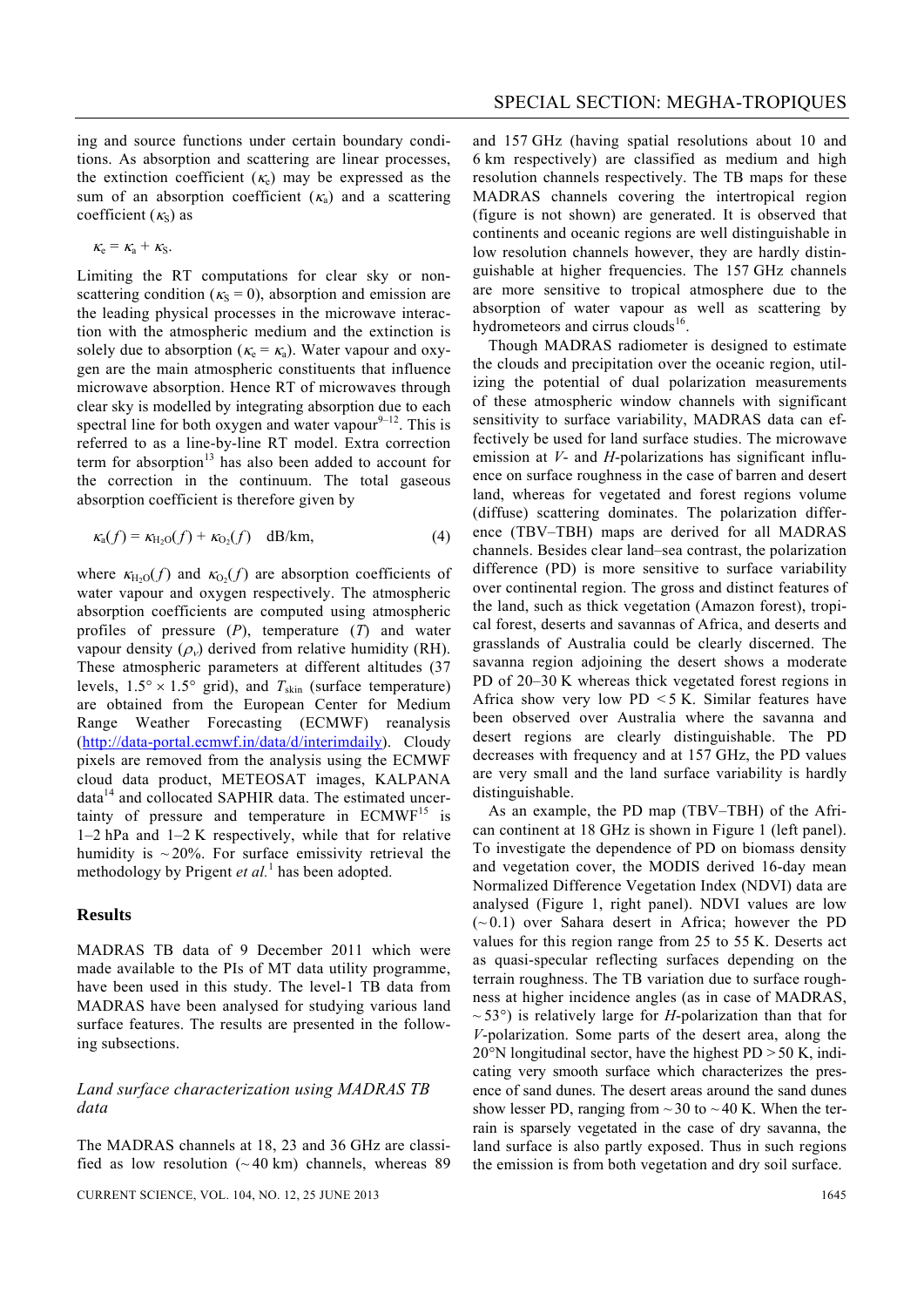ing and source functions under certain boundary conditions. As absorption and scattering are linear processes, the extinction coefficient ($\kappa_e$) may be expressed as the sum of an absorption coefficient ($\kappa_a$) and a scattering coefficient ($\kappa_S$) as

$$\kappa_e = \kappa_a + \kappa_S.$$

Limiting the RT computations for clear sky or non-scattering condition ($\kappa_S = 0$), absorption and emission are the leading physical processes in the microwave interaction with the atmospheric medium and the extinction is solely due to absorption ($\kappa_e = \kappa_a$). Water vapour and oxygen are the main atmospheric constituents that influence microwave absorption. Hence RT of microwaves through clear sky is modelled by integrating absorption due to each spectral line for both oxygen and water vapour[9–12]. This is referred to as a line-by-line RT model. Extra correction term for absorption[13] has also been added to account for the correction in the continuum. The total gaseous absorption coefficient is therefore given by

$$\kappa_a(f) = \kappa_{H_2O}(f) + \kappa_{O_2}(f) \quad \text{dB/km}, \tag{4}$$

where $\kappa_{H_2O}(f)$ and $\kappa_{O_2}(f)$ are absorption coefficients of water vapour and oxygen respectively. The atmospheric absorption coefficients are computed using atmospheric profiles of pressure ($P$), temperature ($T$) and water vapour density ($\rho_v$) derived from relative humidity (RH). These atmospheric parameters at different altitudes (37 levels, 1.5° × 1.5° grid), and $T_{skin}$ (surface temperature) are obtained from the European Center for Medium Range Weather Forecasting (ECMWF) reanalysis (http://data-portal.ecmwf.in/data/d/interimdaily). Cloudy pixels are removed from the analysis using the ECMWF cloud data product, METEOSAT images, KALPANA data[14] and collocated SAPHIR data. The estimated uncertainty of pressure and temperature in ECMWF[15] is 1–2 hPa and 1–2 K respectively, while that for relative humidity is ~20%. For surface emissivity retrieval the methodology by Prigent *et al.*[1] has been adopted.

## Results

MADRAS TB data of 9 December 2011 which were made available to the PIs of MT data utility programme, have been used in this study. The level-1 TB data from MADRAS have been analysed for studying various land surface features. The results are presented in the following subsections.

### *Land surface characterization using MADRAS TB data*

The MADRAS channels at 18, 23 and 36 GHz are classified as low resolution (~40 km) channels, whereas 89 and 157 GHz (having spatial resolutions about 10 and 6 km respectively) are classified as medium and high resolution channels respectively. The TB maps for these MADRAS channels covering the intertropical region (figure is not shown) are generated. It is observed that continents and oceanic regions are well distinguishable in low resolution channels however, they are hardly distinguishable at higher frequencies. The 157 GHz channels are more sensitive to tropical atmosphere due to the absorption of water vapour as well as scattering by hydrometeors and cirrus clouds[16].

Though MADRAS radiometer is designed to estimate the clouds and precipitation over the oceanic region, utilizing the potential of dual polarization measurements of these atmospheric window channels with significant sensitivity to surface variability, MADRAS data can effectively be used for land surface studies. The microwave emission at *V*- and *H*-polarizations has significant influence on surface roughness in the case of barren and desert land, whereas for vegetated and forest regions volume (diffuse) scattering dominates. The polarization difference (TBV–TBH) maps are derived for all MADRAS channels. Besides clear land–sea contrast, the polarization difference (PD) is more sensitive to surface variability over continental region. The gross and distinct features of the land, such as thick vegetation (Amazon forest), tropical forest, deserts and savannas of Africa, and deserts and grasslands of Australia could be clearly discerned. The savanna region adjoining the desert shows a moderate PD of 20–30 K whereas thick vegetated forest regions in Africa show very low PD < 5 K. Similar features have been observed over Australia where the savanna and desert regions are clearly distinguishable. The PD decreases with frequency and at 157 GHz, the PD values are very small and the land surface variability is hardly distinguishable.

As an example, the PD map (TBV–TBH) of the African continent at 18 GHz is shown in Figure 1 (left panel). To investigate the dependence of PD on biomass density and vegetation cover, the MODIS derived 16-day mean Normalized Difference Vegetation Index (NDVI) data are analysed (Figure 1, right panel). NDVI values are low (~0.1) over Sahara desert in Africa; however the PD values for this region range from 25 to 55 K. Deserts act as quasi-specular reflecting surfaces depending on the terrain roughness. The TB variation due to surface roughness at higher incidence angles (as in case of MADRAS, ~53°) is relatively large for *H*-polarization than that for *V*-polarization. Some parts of the desert area, along the 20°N longitudinal sector, have the highest PD > 50 K, indicating very smooth surface which characterizes the presence of sand dunes. The desert areas around the sand dunes show lesser PD, ranging from ~30 to ~40 K. When the terrain is sparsely vegetated in the case of dry savanna, the land surface is also partly exposed. Thus in such regions the emission is from both vegetation and dry soil surface.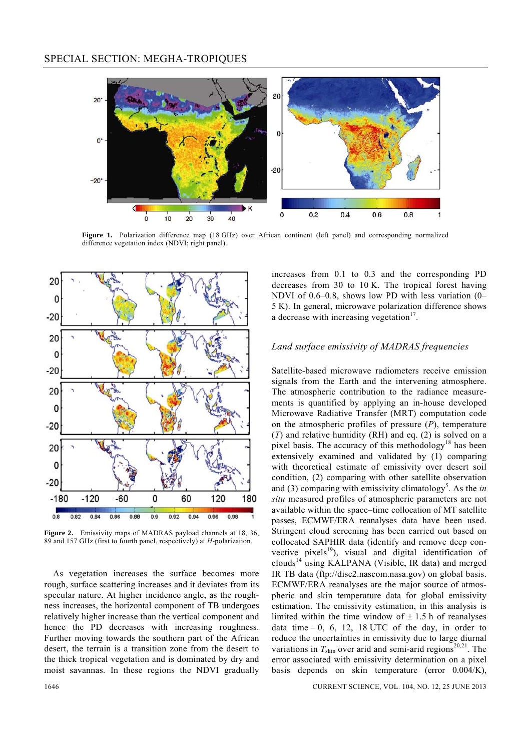Figure 1. Polarization difference map (18 GHz) over African continent (left panel) and corresponding normalized difference vegetation index (NDVI; right panel).

Figure 2. Emissivity maps of MADRAS payload channels at 18, 36, 89 and 157 GHz (first to fourth panel, respectively) at *H*-polarization.

As vegetation increases the surface becomes more rough, surface scattering increases and it deviates from its specular nature. At higher incidence angle, as the roughness increases, the horizontal component of TB undergoes relatively higher increase than the vertical component and hence the PD decreases with increasing roughness. Further moving towards the southern part of the African desert, the terrain is a transition zone from the desert to the thick tropical vegetation and is dominated by dry and moist savannas. In these regions the NDVI gradually increases from 0.1 to 0.3 and the corresponding PD decreases from 30 to 10 K. The tropical forest having NDVI of 0.6–0.8, shows low PD with less variation (0–5 K). In general, microwave polarization difference shows a decrease with increasing vegetation[17].

### *Land surface emissivity of MADRAS frequencies*

Satellite-based microwave radiometers receive emission signals from the Earth and the intervening atmosphere. The atmospheric contribution to the radiance measurements is quantified by applying an in-house developed Microwave Radiative Transfer (MRT) computation code on the atmospheric profiles of pressure (*P*), temperature (*T*) and relative humidity (RH) and eq. (2) is solved on a pixel basis. The accuracy of this methodology[18] has been extensively examined and validated by (1) comparing with theoretical estimate of emissivity over desert soil condition, (2) comparing with other satellite observation and (3) comparing with emissivity climatology[5]. As the *in situ* measured profiles of atmospheric parameters are not available within the space–time collocation of MT satellite passes, ECMWF/ERA reanalyses data have been used. Stringent cloud screening has been carried out based on collocated SAPHIR data (identify and remove deep convective pixels[19]), visual and digital identification of clouds[14] using KALPANA (Visible, IR data) and merged IR TB data (ftp://disc2.nascom.nasa.gov) on global basis. ECMWF/ERA reanalyses are the major source of atmospheric and skin temperature data for global emissivity estimation. The emissivity estimation, in this analysis is limited within the time window of ± 1.5 h of reanalyses data time – 0, 6, 12, 18 UTC of the day, in order to reduce the uncertainties in emissivity due to large diurnal variations in $T_{skin}$ over arid and semi-arid regions[20,21]. The error associated with emissivity determination on a pixel basis depends on skin temperature (error 0.004/K),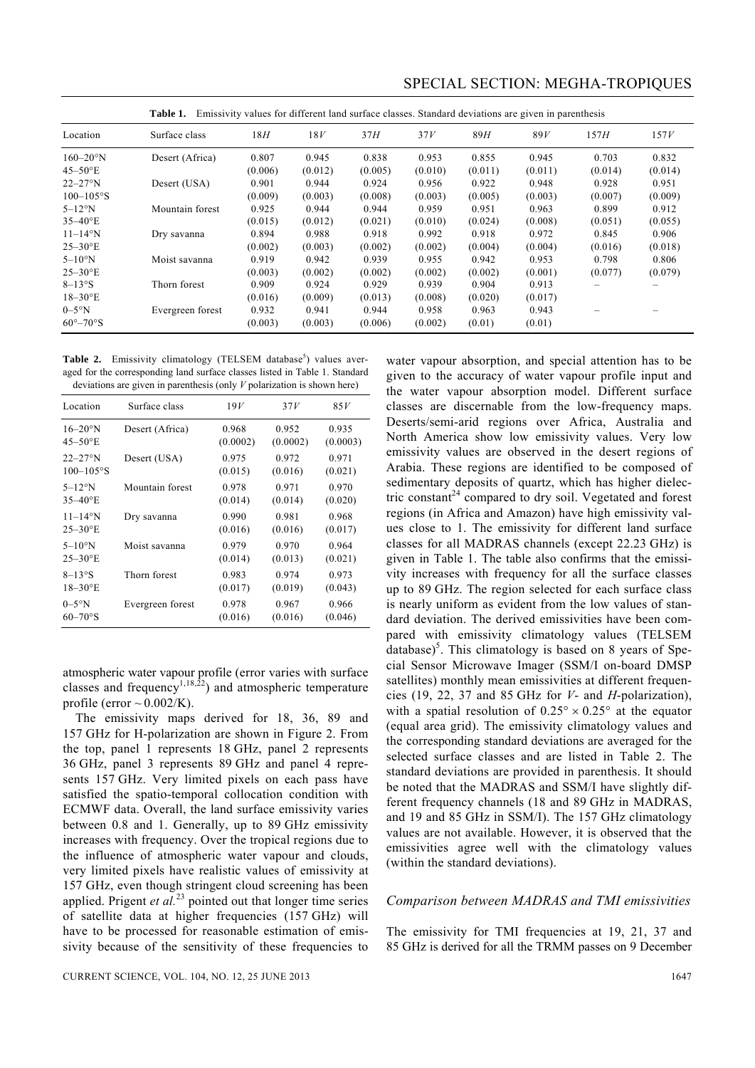**Table 1.** Emissivity values for different land surface classes. Standard deviations are given in parenthesis

| Location | Surface class | 18*H* | 18*V* | 37*H* | 37*V* | 89*H* | 89*V* | 157*H* | 157*V* |
|---|---|---|---|---|---|---|---|---|---|
| 160–20°N<br>45–50°E | Desert (Africa) | 0.807<br>(0.006) | 0.945<br>(0.012) | 0.838<br>(0.005) | 0.953<br>(0.010) | 0.855<br>(0.011) | 0.945<br>(0.011) | 0.703<br>(0.014) | 0.832<br>(0.014) |
| 22–27°N<br>100–105°S | Desert (USA) | 0.901<br>(0.009) | 0.944<br>(0.003) | 0.924<br>(0.008) | 0.956<br>(0.003) | 0.922<br>(0.005) | 0.948<br>(0.003) | 0.928<br>(0.007) | 0.951<br>(0.009) |
| 5–12°N<br>35–40°E | Mountain forest | 0.925<br>(0.015) | 0.944<br>(0.012) | 0.944<br>(0.021) | 0.959<br>(0.010) | 0.951<br>(0.024) | 0.963<br>(0.008) | 0.899<br>(0.051) | 0.912<br>(0.055) |
| 11–14°N<br>25–30°E | Dry savanna | 0.894<br>(0.002) | 0.988<br>(0.003) | 0.918<br>(0.002) | 0.992<br>(0.002) | 0.918<br>(0.004) | 0.972<br>(0.004) | 0.845<br>(0.016) | 0.906<br>(0.018) |
| 5–10°N<br>25–30°E | Moist savanna | 0.919<br>(0.003) | 0.942<br>(0.002) | 0.939<br>(0.002) | 0.955<br>(0.002) | 0.942<br>(0.002) | 0.953<br>(0.001) | 0.798<br>(0.077) | 0.806<br>(0.079) |
| 8–13°S<br>18–30°E | Thorn forest | 0.909<br>(0.016) | 0.924<br>(0.009) | 0.929<br>(0.013) | 0.939<br>(0.008) | 0.904<br>(0.020) | 0.913<br>(0.017) | – | – |
| 0–5°N<br>60°–70°S | Evergreen forest | 0.932<br>(0.003) | 0.941<br>(0.003) | 0.944<br>(0.006) | 0.958<br>(0.002) | 0.963<br>(0.01) | 0.943<br>(0.01) | – | – |

**Table 2.** Emissivity climatology (TELSEM database[5]) values averaged for the corresponding land surface classes listed in Table 1. Standard deviations are given in parenthesis (only *V* polarization is shown here)

| Location | Surface class | 19*V* | 37*V* | 85*V* |
|---|---|---|---|---|
| 16–20°N<br>45–50°E | Desert (Africa) | 0.968<br>(0.0002) | 0.952<br>(0.0002) | 0.935<br>(0.0003) |
| 22–27°N<br>100–105°S | Desert (USA) | 0.975<br>(0.015) | 0.972<br>(0.016) | 0.971<br>(0.021) |
| 5–12°N<br>35–40°E | Mountain forest | 0.978<br>(0.014) | 0.971<br>(0.014) | 0.970<br>(0.020) |
| 11–14°N<br>25–30°E | Dry savanna | 0.990<br>(0.016) | 0.981<br>(0.016) | 0.968<br>(0.017) |
| 5–10°N<br>25–30°E | Moist savanna | 0.979<br>(0.014) | 0.970<br>(0.013) | 0.964<br>(0.021) |
| 8–13°S<br>18–30°E | Thorn forest | 0.983<br>(0.017) | 0.974<br>(0.019) | 0.973<br>(0.043) |
| 0–5°N<br>60–70°S | Evergreen forest | 0.978<br>(0.016) | 0.967<br>(0.016) | 0.966<br>(0.046) |

atmospheric water vapour profile (error varies with surface classes and frequency[1,18,22]) and atmospheric temperature profile (error ~ 0.002/K).

The emissivity maps derived for 18, 36, 89 and 157 GHz for H-polarization are shown in Figure 2. From the top, panel 1 represents 18 GHz, panel 2 represents 36 GHz, panel 3 represents 89 GHz and panel 4 represents 157 GHz. Very limited pixels on each pass have satisfied the spatio-temporal collocation condition with ECMWF data. Overall, the land surface emissivity varies between 0.8 and 1. Generally, up to 89 GHz emissivity increases with frequency. Over the tropical regions due to the influence of atmospheric water vapour and clouds, very limited pixels have realistic values of emissivity at 157 GHz, even though stringent cloud screening has been applied. Prigent *et al.*[23] pointed out that longer time series of satellite data at higher frequencies (157 GHz) will have to be processed for reasonable estimation of emissivity because of the sensitivity of these frequencies to water vapour absorption, and special attention has to be given to the accuracy of water vapour profile input and the water vapour absorption model. Different surface classes are discernable from the low-frequency maps. Deserts/semi-arid regions over Africa, Australia and North America show low emissivity values. Very low emissivity values are observed in the desert regions of Arabia. These regions are identified to be composed of sedimentary deposits of quartz, which has higher dielectric constant[24] compared to dry soil. Vegetated and forest regions (in Africa and Amazon) have high emissivity values close to 1. The emissivity for different land surface classes for all MADRAS channels (except 22.23 GHz) is given in Table 1. The table also confirms that the emissivity increases with frequency for all the surface classes up to 89 GHz. The region selected for each surface class is nearly uniform as evident from the low values of standard deviation. The derived emissivities have been compared with emissivity climatology values (TELSEM database)[5]. This climatology is based on 8 years of Special Sensor Microwave Imager (SSM/I on-board DMSP satellites) monthly mean emissivities at different frequencies (19, 22, 37 and 85 GHz for *V*- and *H*-polarization), with a spatial resolution of $0.25° \times 0.25°$ at the equator (equal area grid). The emissivity climatology values and the corresponding standard deviations are averaged for the selected surface classes and are listed in Table 2. The standard deviations are provided in parenthesis. It should be noted that the MADRAS and SSM/I have slightly different frequency channels (18 and 89 GHz in MADRAS, and 19 and 85 GHz in SSM/I). The 157 GHz climatology values are not available. However, it is observed that the emissivities agree well with the climatology values (within the standard deviations).

### *Comparison between MADRAS and TMI emissivities*

The emissivity for TMI frequencies at 19, 21, 37 and 85 GHz is derived for all the TRMM passes on 9 December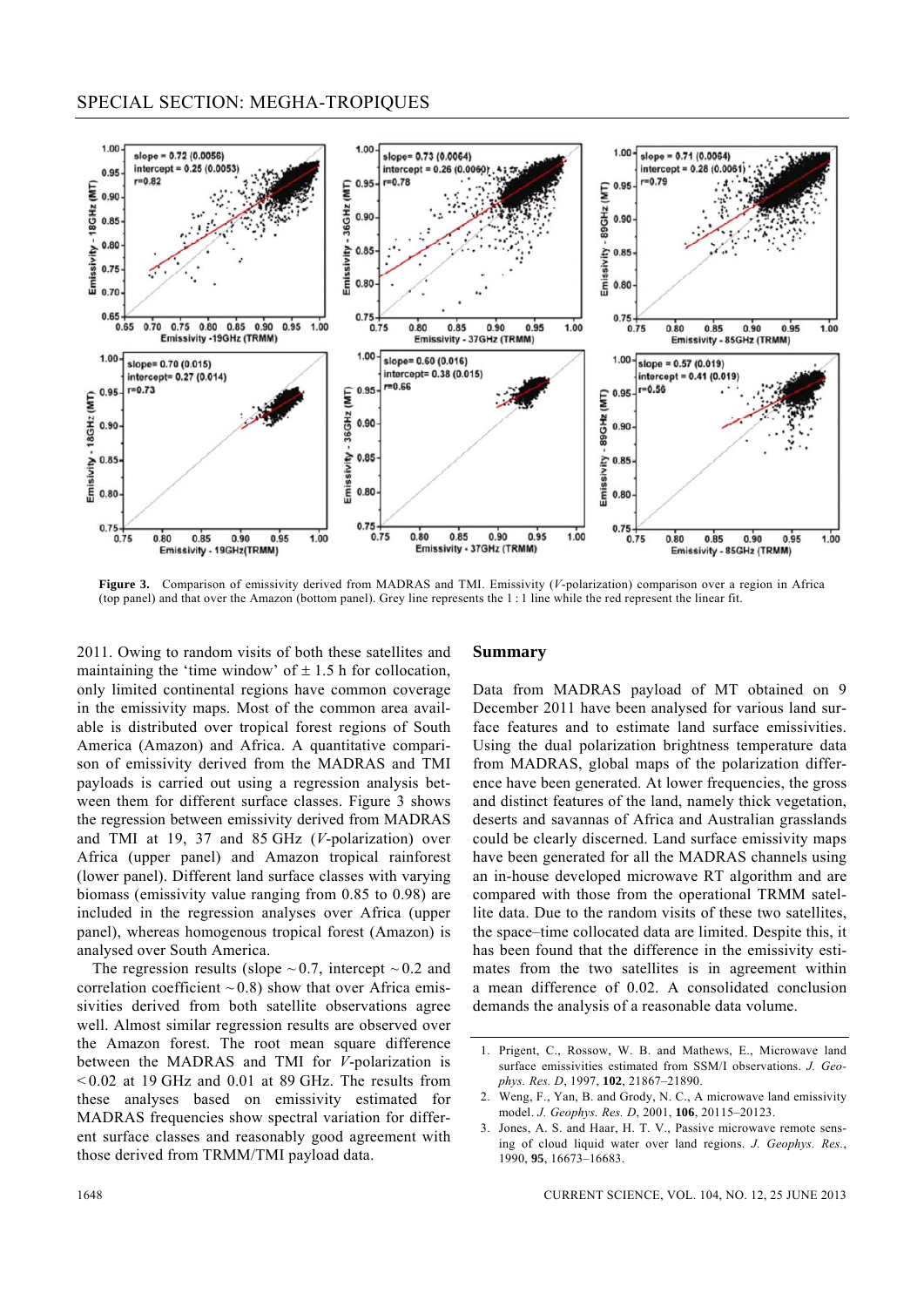Figure 3. Comparison of emissivity derived from MADRAS and TMI. Emissivity (*V*-polarization) comparison over a region in Africa (top panel) and that over the Amazon (bottom panel). Grey line represents the 1 : 1 line while the red represent the linear fit.

2011. Owing to random visits of both these satellites and maintaining the 'time window' of ± 1.5 h for collocation, only limited continental regions have common coverage in the emissivity maps. Most of the common area available is distributed over tropical forest regions of South America (Amazon) and Africa. A quantitative comparison of emissivity derived from the MADRAS and TMI payloads is carried out using a regression analysis between them for different surface classes. Figure 3 shows the regression between emissivity derived from MADRAS and TMI at 19, 37 and 85 GHz (*V*-polarization) over Africa (upper panel) and Amazon tropical rainforest (lower panel). Different land surface classes with varying biomass (emissivity value ranging from 0.85 to 0.98) are included in the regression analyses over Africa (upper panel), whereas homogenous tropical forest (Amazon) is analysed over South America.

The regression results (slope ~ 0.7, intercept ~ 0.2 and correlation coefficient ~ 0.8) show that over Africa emissivities derived from both satellite observations agree well. Almost similar regression results are observed over the Amazon forest. The root mean square difference between the MADRAS and TMI for *V*-polarization is < 0.02 at 19 GHz and 0.01 at 89 GHz. The results from these analyses based on emissivity estimated for MADRAS frequencies show spectral variation for different surface classes and reasonably good agreement with those derived from TRMM/TMI payload data.

## Summary

Data from MADRAS payload of MT obtained on 9 December 2011 have been analysed for various land surface features and to estimate land surface emissivities. Using the dual polarization brightness temperature data from MADRAS, global maps of the polarization difference have been generated. At lower frequencies, the gross and distinct features of the land, namely thick vegetation, deserts and savannas of Africa and Australian grasslands could be clearly discerned. Land surface emissivity maps have been generated for all the MADRAS channels using an in-house developed microwave RT algorithm and are compared with those from the operational TRMM satellite data. Due to the random visits of these two satellites, the space–time collocated data are limited. Despite this, it has been found that the difference in the emissivity estimates from the two satellites is in agreement within a mean difference of 0.02. A consolidated conclusion demands the analysis of a reasonable data volume.

1. Prigent, C., Rossow, W. B. and Mathews, E., Microwave land surface emissivities estimated from SSM/I observations. *J. Geophys. Res. D*, 1997, **102**, 21867–21890.
2. Weng, F., Yan, B. and Grody, N. C., A microwave land emissivity model. *J. Geophys. Res. D*, 2001, **106**, 20115–20123.
3. Jones, A. S. and Haar, H. T. V., Passive microwave remote sensing of cloud liquid water over land regions. *J. Geophys. Res.*, 1990, **95**, 16673–16683.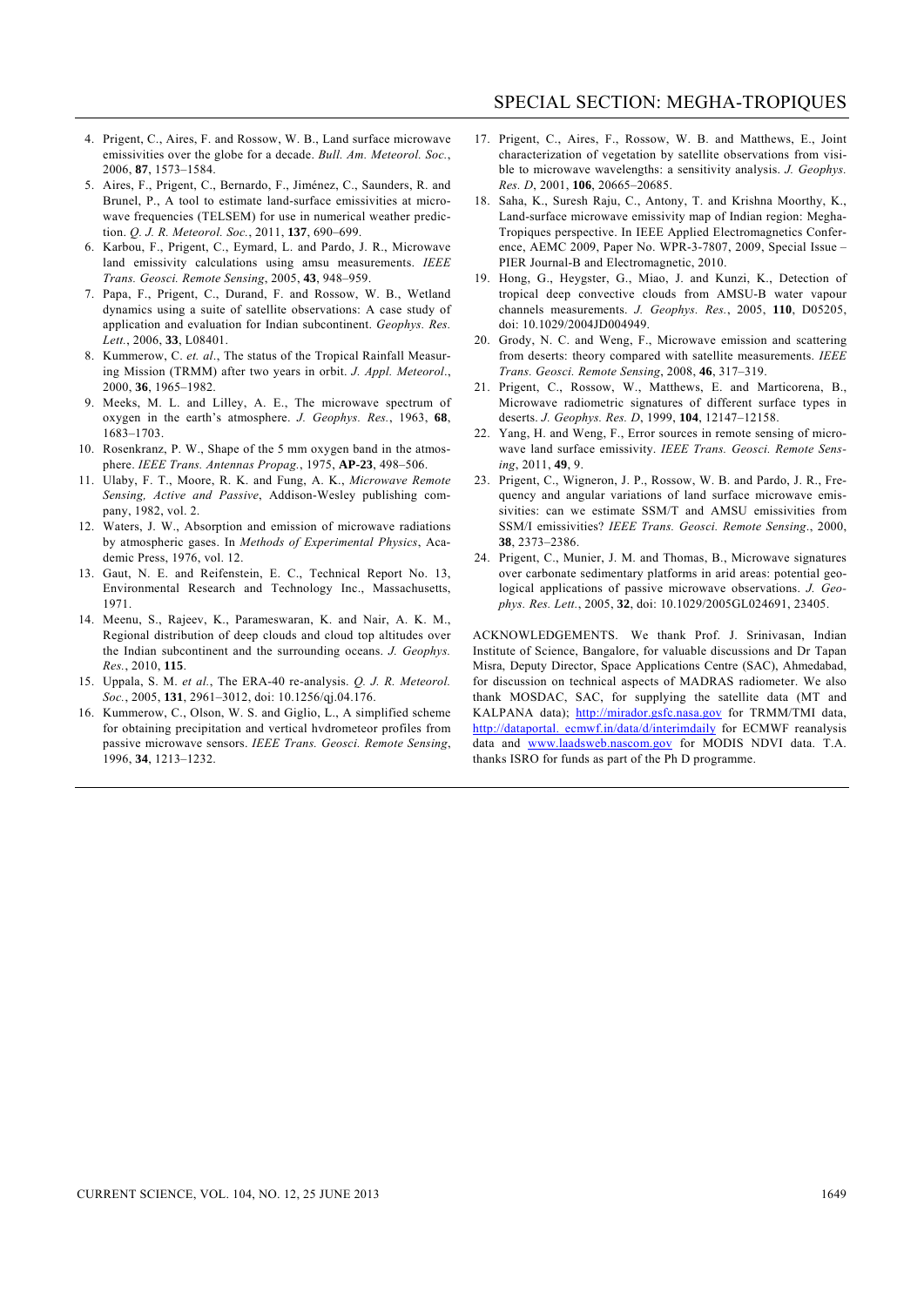4. Prigent, C., Aires, F. and Rossow, W. B., Land surface microwave emissivities over the globe for a decade. *Bull. Am. Meteorol. Soc.*, 2006, **87**, 1573–1584.
5. Aires, F., Prigent, C., Bernardo, F., Jiménez, C., Saunders, R. and Brunel, P., A tool to estimate land-surface emissivities at microwave frequencies (TELSEM) for use in numerical weather prediction. *Q. J. R. Meteorol. Soc.*, 2011, **137**, 690–699.
6. Karbou, F., Prigent, C., Eymard, L. and Pardo, J. R., Microwave land emissivity calculations using amsu measurements. *IEEE Trans. Geosci. Remote Sensing*, 2005, **43**, 948–959.
7. Papa, F., Prigent, C., Durand, F. and Rossow, W. B., Wetland dynamics using a suite of satellite observations: A case study of application and evaluation for Indian subcontinent. *Geophys. Res. Lett.*, 2006, **33**, L08401.
8. Kummerow, C. *et. al*., The status of the Tropical Rainfall Measuring Mission (TRMM) after two years in orbit. *J. Appl. Meteorol*., 2000, **36**, 1965–1982.
9. Meeks, M. L. and Lilley, A. E., The microwave spectrum of oxygen in the earth's atmosphere. *J. Geophys. Res.*, 1963, **68**, 1683–1703.
10. Rosenkranz, P. W., Shape of the 5 mm oxygen band in the atmosphere. *IEEE Trans. Antennas Propag.*, 1975, **AP-23**, 498–506.
11. Ulaby, F. T., Moore, R. K. and Fung, A. K., *Microwave Remote Sensing, Active and Passive*, Addison-Wesley publishing company, 1982, vol. 2.
12. Waters, J. W., Absorption and emission of microwave radiations by atmospheric gases. In *Methods of Experimental Physics*, Academic Press, 1976, vol. 12.
13. Gaut, N. E. and Reifenstein, E. C., Technical Report No. 13, Environmental Research and Technology Inc., Massachusetts, 1971.
14. Meenu, S., Rajeev, K., Parameswaran, K. and Nair, A. K. M., Regional distribution of deep clouds and cloud top altitudes over the Indian subcontinent and the surrounding oceans. *J. Geophys. Res.*, 2010, **115**.
15. Uppala, S. M. *et al.*, The ERA-40 re-analysis. *Q. J. R. Meteorol. Soc.*, 2005, **131**, 2961–3012, doi: 10.1256/qj.04.176.
16. Kummerow, C., Olson, W. S. and Giglio, L., A simplified scheme for obtaining precipitation and vertical hvdrometeor profiles from passive microwave sensors. *IEEE Trans. Geosci. Remote Sensing*, 1996, **34**, 1213–1232.
17. Prigent, C., Aires, F., Rossow, W. B. and Matthews, E., Joint characterization of vegetation by satellite observations from visible to microwave wavelengths: a sensitivity analysis. *J. Geophys. Res. D*, 2001, **106**, 20665–20685.
18. Saha, K., Suresh Raju, C., Antony, T. and Krishna Moorthy, K., Land-surface microwave emissivity map of Indian region: Megha-Tropiques perspective. In IEEE Applied Electromagnetics Conference, AEMC 2009, Paper No. WPR-3-7807, 2009, Special Issue – PIER Journal-B and Electromagnetic, 2010.
19. Hong, G., Heygster, G., Miao, J. and Kunzi, K., Detection of tropical deep convective clouds from AMSU-B water vapour channels measurements. *J. Geophys. Res.*, 2005, **110**, D05205, doi: 10.1029/2004JD004949.
20. Grody, N. C. and Weng, F., Microwave emission and scattering from deserts: theory compared with satellite measurements. *IEEE Trans. Geosci. Remote Sensing*, 2008, **46**, 317–319.
21. Prigent, C., Rossow, W., Matthews, E. and Marticorena, B., Microwave radiometric signatures of different surface types in deserts. *J. Geophys. Res. D*, 1999, **104**, 12147–12158.
22. Yang, H. and Weng, F., Error sources in remote sensing of microwave land surface emissivity. *IEEE Trans. Geosci. Remote Sensing*, 2011, **49**, 9.
23. Prigent, C., Wigneron, J. P., Rossow, W. B. and Pardo, J. R., Frequency and angular variations of land surface microwave emissivities: can we estimate SSM/T and AMSU emissivities from SSM/I emissivities? *IEEE Trans. Geosci. Remote Sensing*., 2000, **38**, 2373–2386.
24. Prigent, C., Munier, J. M. and Thomas, B., Microwave signatures over carbonate sedimentary platforms in arid areas: potential geological applications of passive microwave observations. *J. Geophys. Res. Lett.*, 2005, **32**, doi: 10.1029/2005GL024691, 23405.

ACKNOWLEDGEMENTS. We thank Prof. J. Srinivasan, Indian Institute of Science, Bangalore, for valuable discussions and Dr Tapan Misra, Deputy Director, Space Applications Centre (SAC), Ahmedabad, for discussion on technical aspects of MADRAS radiometer. We also thank MOSDAC, SAC, for supplying the satellite data (MT and KALPANA data); http://mirador.gsfc.nasa.gov for TRMM/TMI data, http://dataportal. ecmwf.in/data/d/interimdaily for ECMWF reanalysis data and www.laadsweb.nascom.gov for MODIS NDVI data. T.A. thanks ISRO for funds as part of the Ph D programme.